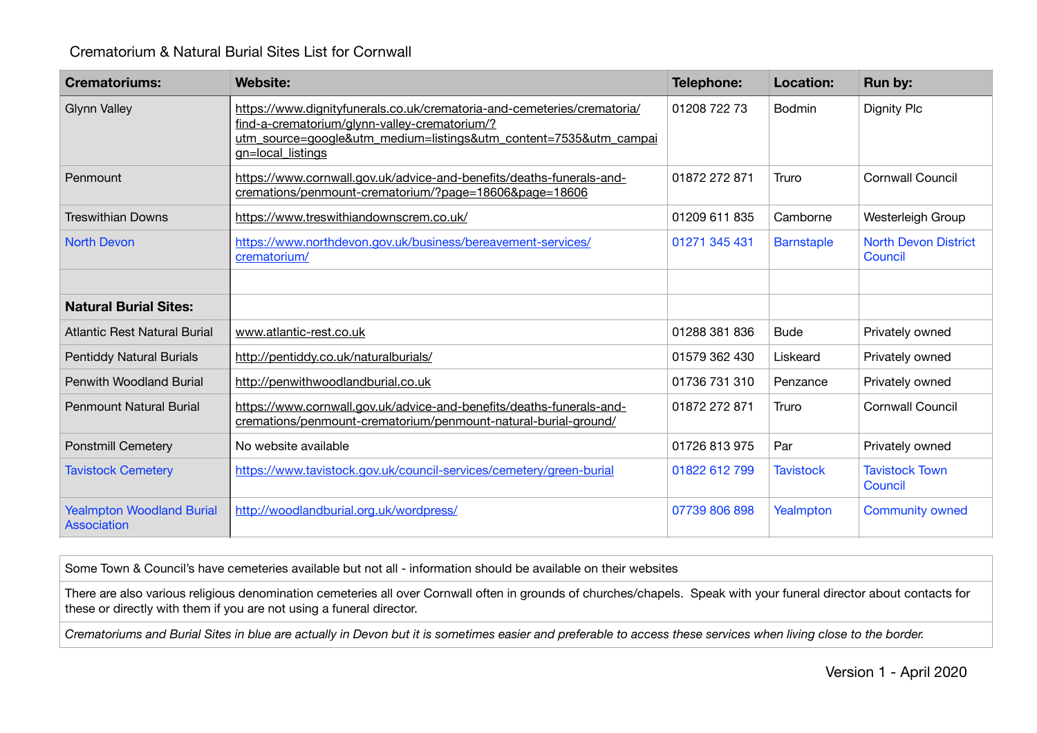# Crematorium & Natural Burial Sites List for Cornwall

| Crematoriums: | Website: | Telephone: | Location: | Run by: |
|---|---|---|---|---|
| Glynn Valley | https://www.dignityfunerals.co.uk/crematoria-and-cemeteries/crematoria/find-a-crematorium/glynn-valley-crematorium/?utm_source=google&utm_medium=listings&utm_content=7535&utm_campaign=local_listings | 01208 722 73 | Bodmin | Dignity Plc |
| Penmount | https://www.cornwall.gov.uk/advice-and-benefits/deaths-funerals-and-cremations/penmount-crematorium/?page=18606&page=18606 | 01872 272 871 | Truro | Cornwall Council |
| Treswithian Downs | https://www.treswithiandownscrem.co.uk/ | 01209 611 835 | Camborne | Westerleigh Group |
| North Devon | https://www.northdevon.gov.uk/business/bereavement-services/crematorium/ | 01271 345 431 | Barnstaple | North Devon District Council |
| | | | | |
| **Natural Burial Sites:** | | | | |
| Atlantic Rest Natural Burial | www.atlantic-rest.co.uk | 01288 381 836 | Bude | Privately owned |
| Pentiddy Natural Burials | http://pentiddy.co.uk/naturalburials/ | 01579 362 430 | Liskeard | Privately owned |
| Penwith Woodland Burial | http://penwithwoodlandburial.co.uk | 01736 731 310 | Penzance | Privately owned |
| Penmount Natural Burial | https://www.cornwall.gov.uk/advice-and-benefits/deaths-funerals-and-cremations/penmount-crematorium/penmount-natural-burial-ground/ | 01872 272 871 | Truro | Cornwall Council |
| Ponstmill Cemetery | No website available | 01726 813 975 | Par | Privately owned |
| Tavistock Cemetery | https://www.tavistock.gov.uk/council-services/cemetery/green-burial | 01822 612 799 | Tavistock | Tavistock Town Council |
| Yealmpton Woodland Burial Association | http://woodlandburial.org.uk/wordpress/ | 07739 806 898 | Yealmpton | Community owned |

| Some Town & Council's have cemeteries available but not all - information should be available on their websites |
|---|
| There are also various religious denomination cemeteries all over Cornwall often in grounds of churches/chapels. Speak with your funeral director about contacts for these or directly with them if you are not using a funeral director. |
| *Crematoriums and Burial Sites in blue are actually in Devon but it is sometimes easier and preferable to access these services when living close to the border.* |

Version 1 - April 2020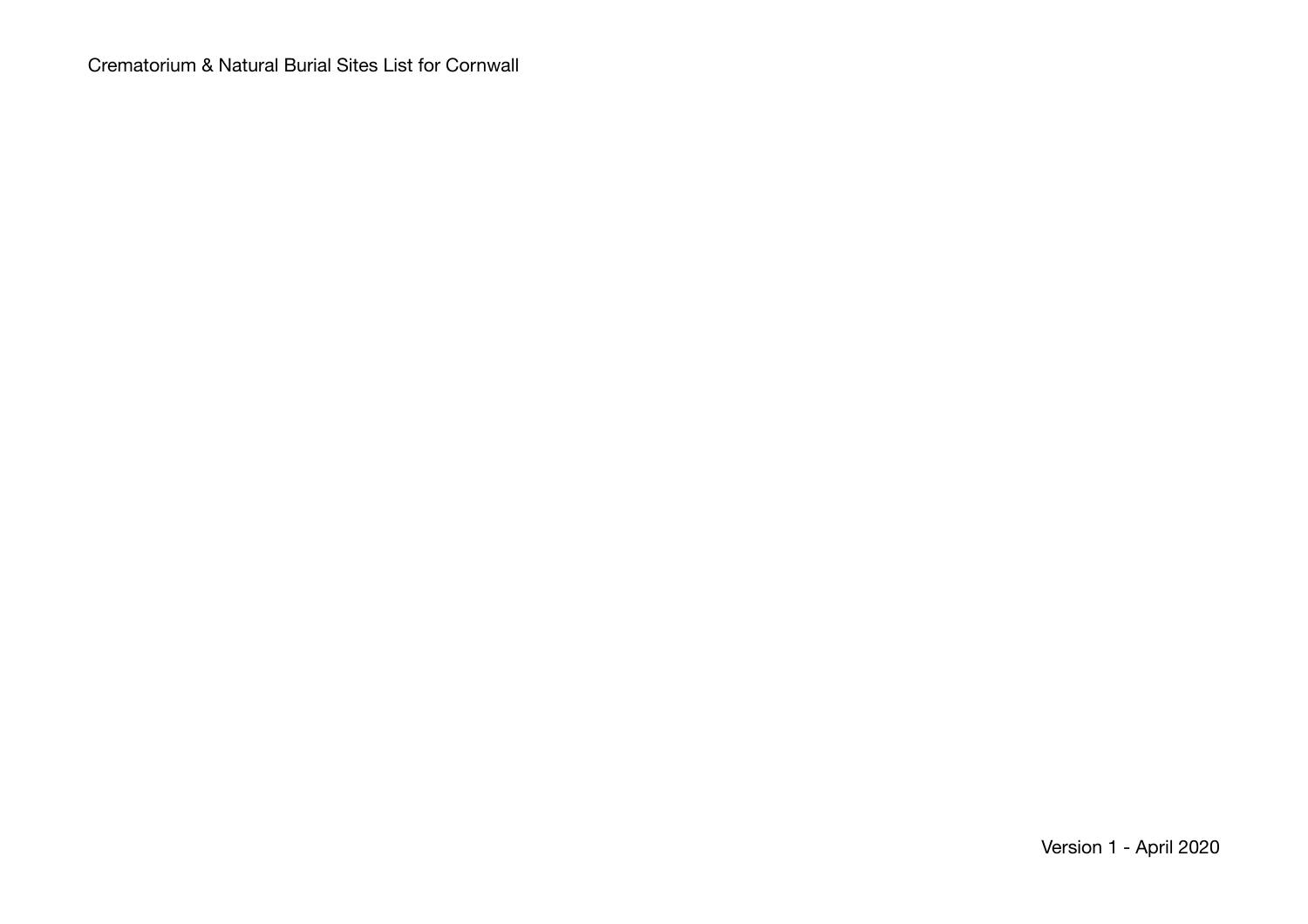Crematorium & Natural Burial Sites List for Cornwall

Version 1 - April 2020